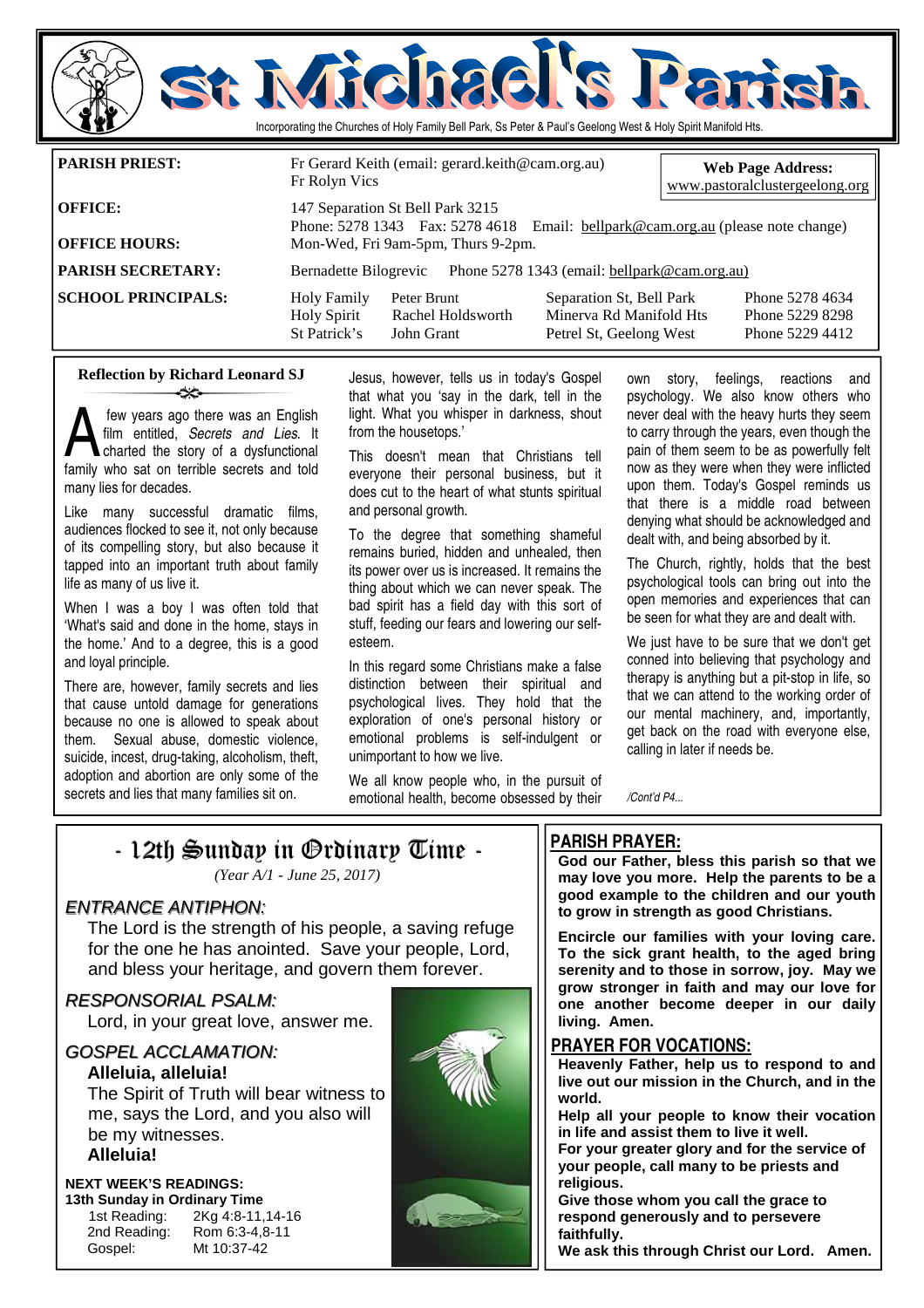# St Michael's Parish

Incorporating the Churches of Holy Family Bell Park, Ss Peter & Paul's Geelong West & Holy Spirit Manifold Hts.

| | | | |
|---|---|---|---|
| **PARISH PRIEST:** | Fr Gerard Keith (email: gerard.keith@cam.org.au)<br>Fr Rolyn Vics | | **Web Page Address:**<br>www.pastoralclustergeelong.org |
| **OFFICE:** | 147 Separation St Bell Park 3215<br>Phone: 5278 1343 Fax: 5278 4618 Email: bellpark@cam.org.au (please note change) | | |
| **OFFICE HOURS:** | Mon-Wed, Fri 9am-5pm, Thurs 9-2pm. | | |
| **PARISH SECRETARY:** | Bernadette Bilogrevic Phone 5278 1343 (email: bellpark@cam.org.au) | | |
| **SCHOOL PRINCIPALS:** | Holy Family — Peter Brunt<br>Holy Spirit — Rachel Holdsworth<br>St Patrick's — John Grant | Separation St, Bell Park<br>Minerva Rd Manifold Hts<br>Petrel St, Geelong West | Phone 5278 4634<br>Phone 5229 8298<br>Phone 5229 4412 |

## Reflection by Richard Leonard SJ

A few years ago there was an English film entitled, *Secrets and Lies*. It charted the story of a dysfunctional family who sat on terrible secrets and told many lies for decades.

Like many successful dramatic films, audiences flocked to see it, not only because of its compelling story, but also because it tapped into an important truth about family life as many of us live it.

When I was a boy I was often told that 'What's said and done in the home, stays in the home.' And to a degree, this is a good and loyal principle.

There are, however, family secrets and lies that cause untold damage for generations because no one is allowed to speak about them. Sexual abuse, domestic violence, suicide, incest, drug-taking, alcoholism, theft, adoption and abortion are only some of the secrets and lies that many families sit on.

Jesus, however, tells us in today's Gospel that what you 'say in the dark, tell in the light. What you whisper in darkness, shout from the housetops.'

This doesn't mean that Christians tell everyone their personal business, but it does cut to the heart of what stunts spiritual and personal growth.

To the degree that something shameful remains buried, hidden and unhealed, then its power over us is increased. It remains the thing about which we can never speak. The bad spirit has a field day with this sort of stuff, feeding our fears and lowering our self-esteem.

In this regard some Christians make a false distinction between their spiritual and psychological lives. They hold that the exploration of one's personal history or emotional problems is self-indulgent or unimportant to how we live.

We all know people who, in the pursuit of emotional health, become obsessed by their own story, feelings, reactions and psychology. We also know others who never deal with the heavy hurts they seem to carry through the years, even though the pain of them seem to be as powerfully felt now as they were when they were inflicted upon them. Today's Gospel reminds us that there is a middle road between denying what should be acknowledged and dealt with, and being absorbed by it.

The Church, rightly, holds that the best psychological tools can bring out into the open memories and experiences that can be seen for what they are and dealt with.

We just have to be sure that we don't get conned into believing that psychology and therapy is anything but a pit-stop in life, so that we can attend to the working order of our mental machinery, and, importantly, get back on the road with everyone else, calling in later if needs be.

*/Cont'd P4...*

## - 12th Sunday in Ordinary Time -

*(Year A/1 - June 25, 2017)*

### *ENTRANCE ANTIPHON:*

The Lord is the strength of his people, a saving refuge for the one he has anointed. Save your people, Lord, and bless your heritage, and govern them forever.

### *RESPONSORIAL PSALM:*

Lord, in your great love, answer me.

### *GOSPEL ACCLAMATION:*

**Alleluia, alleluia!**
The Spirit of Truth will bear witness to me, says the Lord, and you also will be my witnesses.
**Alleluia!**

**NEXT WEEK'S READINGS:**
**13th Sunday in Ordinary Time**

| | |
|---|---|
| 1st Reading: | 2Kg 4:8-11,14-16 |
| 2nd Reading: | Rom 6:3-4,8-11 |
| Gospel: | Mt 10:37-42 |

## PARISH PRAYER:

**God our Father, bless this parish so that we may love you more. Help the parents to be a good example to the children and our youth to grow in strength as good Christians.**

**Encircle our families with your loving care. To the sick grant health, to the aged bring serenity and to those in sorrow, joy. May we grow stronger in faith and may our love for one another become deeper in our daily living. Amen.**

## PRAYER FOR VOCATIONS:

**Heavenly Father, help us to respond to and live out our mission in the Church, and in the world.**
**Help all your people to know their vocation in life and assist them to live it well.**
**For your greater glory and for the service of your people, call many to be priests and religious.**
**Give those whom you call the grace to respond generously and to persevere faithfully.**
**We ask this through Christ our Lord. Amen.**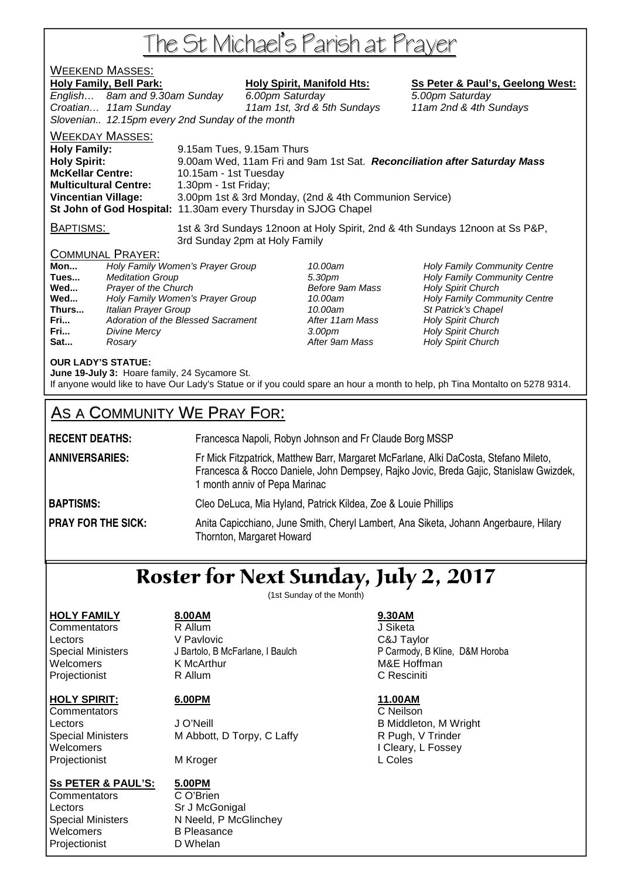# The St Michael's Parish at Prayer

## Weekend Masses:

| **Holy Family, Bell Park:** | | **Holy Spirit, Manifold Hts:** | **Ss Peter & Paul's, Geelong West:** |
|---|---|---|---|
| *English…* | *8am and 9.30am Sunday* | *6.00pm Saturday* | *5.00pm Saturday* |
| *Croatian…* | *11am Sunday* | *11am 1st, 3rd & 5th Sundays* | *11am 2nd & 4th Sundays* |
| *Slovenian..* | *12.15pm every 2nd Sunday of the month* | | |

## Weekday Masses:

| | |
|---|---|
| **Holy Family:** | 9.15am Tues, 9.15am Thurs |
| **Holy Spirit:** | 9.00am Wed, 11am Fri and 9am 1st Sat. ***Reconciliation after Saturday Mass*** |
| **McKellar Centre:** | 10.15am - 1st Tuesday |
| **Multicultural Centre:** | 1.30pm - 1st Friday; |
| **Vincentian Village:** | 3.00pm 1st & 3rd Monday, (2nd & 4th Communion Service) |
| **St John of God Hospital:** | 11.30am every Thursday in SJOG Chapel |

**Baptisms:** 1st & 3rd Sundays 12noon at Holy Spirit, 2nd & 4th Sundays 12noon at Ss P&P, 3rd Sunday 2pm at Holy Family

## Communal Prayer:

| | | | |
|---|---|---|---|
| **Mon...** | *Holy Family Women's Prayer Group* | *10.00am* | *Holy Family Community Centre* |
| **Tues...** | *Meditation Group* | *5.30pm* | *Holy Family Community Centre* |
| **Wed...** | *Prayer of the Church* | *Before 9am Mass* | *Holy Spirit Church* |
| **Wed...** | *Holy Family Women's Prayer Group* | *10.00am* | *Holy Family Community Centre* |
| **Thurs...** | *Italian Prayer Group* | *10.00am* | *St Patrick's Chapel* |
| **Fri...** | *Adoration of the Blessed Sacrament* | *After 11am Mass* | *Holy Spirit Church* |
| **Fri...** | *Divine Mercy* | *3.00pm* | *Holy Spirit Church* |
| **Sat...** | *Rosary* | *After 9am Mass* | *Holy Spirit Church* |

**OUR LADY'S STATUE:**
**June 19-July 3:** Hoare family, 24 Sycamore St.
If anyone would like to have Our Lady's Statue or if you could spare an hour a month to help, ph Tina Montalto on 5278 9314.

## As a Community We Pray For:

**RECENT DEATHS:** Francesca Napoli, Robyn Johnson and Fr Claude Borg MSSP

**ANNIVERSARIES:** Fr Mick Fitzpatrick, Matthew Barr, Margaret McFarlane, Alki DaCosta, Stefano Mileto, Francesca & Rocco Daniele, John Dempsey, Rajko Jovic, Breda Gajic, Stanislaw Gwizdek, 1 month anniv of Pepa Marinac

**BAPTISMS:** Cleo DeLuca, Mia Hyland, Patrick Kildea, Zoe & Louie Phillips

**PRAY FOR THE SICK:** Anita Capicchiano, June Smith, Cheryl Lambert, Ana Siketa, Johann Angerbaure, Hilary Thornton, Margaret Howard

# Roster for Next Sunday, July 2, 2017

(1st Sunday of the Month)

| **HOLY FAMILY** | **8.00AM** | **9.30AM** |
|---|---|---|
| Commentators | R Allum | J Siketa |
| Lectors | V Pavlovic | C&J Taylor |
| Special Ministers | J Bartolo, B McFarlane, I Baulch | P Carmody, B Kline, D&M Horoba |
| Welcomers | K McArthur | M&E Hoffman |
| Projectionist | R Allum | C Resciniti |

| **HOLY SPIRIT:** | **6.00PM** | **11.00AM** |
|---|---|---|
| Commentators | | C Neilson |
| Lectors | J O'Neill | B Middleton, M Wright |
| Special Ministers | M Abbott, D Torpy, C Laffy | R Pugh, V Trinder |
| Welcomers | | I Cleary, L Fossey |
| Projectionist | M Kroger | L Coles |

| **Ss PETER & PAUL'S:** | **5.00PM** |
|---|---|
| Commentators | C O'Brien |
| Lectors | Sr J McGonigal |
| Special Ministers | N Neeld, P McGlinchey |
| Welcomers | B Pleasance |
| Projectionist | D Whelan |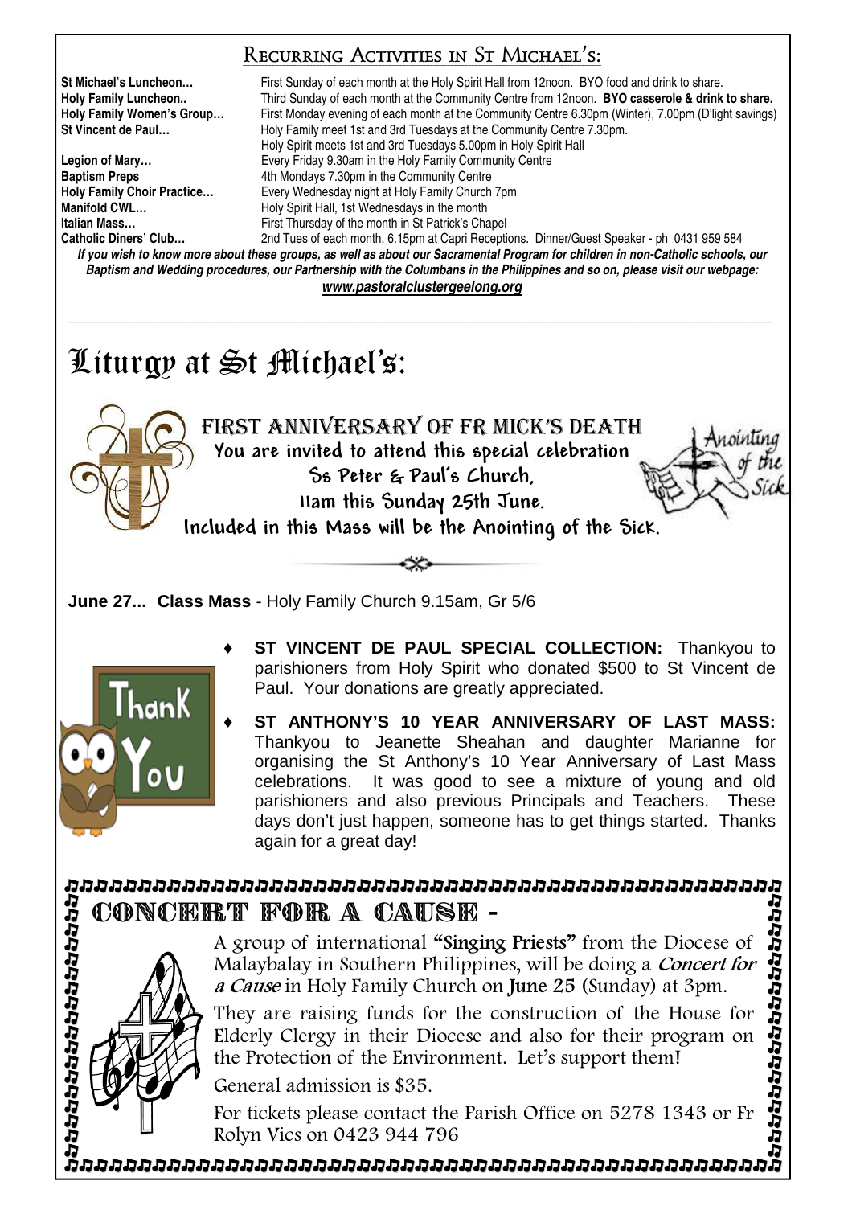## Recurring Activities in St Michael's:

| | |
|---|---|
| **St Michael's Luncheon…** | First Sunday of each month at the Holy Spirit Hall from 12noon. BYO food and drink to share. |
| **Holy Family Luncheon..** | Third Sunday of each month at the Community Centre from 12noon. **BYO casserole & drink to share.** |
| **Holy Family Women's Group…** | First Monday evening of each month at the Community Centre 6.30pm (Winter), 7.00pm (D'light savings) |
| **St Vincent de Paul…** | Holy Family meet 1st and 3rd Tuesdays at the Community Centre 7.30pm. Holy Spirit meets 1st and 3rd Tuesdays 5.00pm in Holy Spirit Hall |
| **Legion of Mary…** | Every Friday 9.30am in the Holy Family Community Centre |
| **Baptism Preps** | 4th Mondays 7.30pm in the Community Centre |
| **Holy Family Choir Practice…** | Every Wednesday night at Holy Family Church 7pm |
| **Manifold CWL…** | Holy Spirit Hall, 1st Wednesdays in the month |
| **Italian Mass…** | First Thursday of the month in St Patrick's Chapel |
| **Catholic Diners' Club…** | 2nd Tues of each month, 6.15pm at Capri Receptions. Dinner/Guest Speaker - ph 0431 959 584 |

***If you wish to know more about these groups, as well as about our Sacramental Program for children in non-Catholic schools, our Baptism and Wedding procedures, our Partnership with the Columbans in the Philippines and so on, please visit our webpage:***
***www.pastoralclustergeelong.org***

# Liturgy at St Michael's:

## FIRST ANNIVERSARY OF FR MICK'S DEATH

You are invited to attend this special celebration
Ss Peter & Paul's Church,
11am this Sunday 25th June.
Included in this Mass will be the Anointing of the Sick.

Anointing of the Sick

**June 27... Class Mass** - Holy Family Church 9.15am, Gr 5/6

- **ST VINCENT DE PAUL SPECIAL COLLECTION:** Thankyou to parishioners from Holy Spirit who donated $500 to St Vincent de Paul. Your donations are greatly appreciated.
- **ST ANTHONY'S 10 YEAR ANNIVERSARY OF LAST MASS:** Thankyou to Jeanette Sheahan and daughter Marianne for organising the St Anthony's 10 Year Anniversary of Last Mass celebrations. It was good to see a mixture of young and old parishioners and also previous Principals and Teachers. These days don't just happen, someone has to get things started. Thanks again for a great day!

## CONCERT FOR A CAUSE -

A group of international **"Singing Priests"** from the Diocese of Malaybalay in Southern Philippines, will be doing a ***Concert for a Cause*** in Holy Family Church on **June 25** (Sunday) at 3pm.

They are raising funds for the construction of the House for Elderly Clergy in their Diocese and also for their program on the Protection of the Environment. Let's support them!

General admission is $35.

For tickets please contact the Parish Office on 5278 1343 or Fr Rolyn Vics on 0423 944 796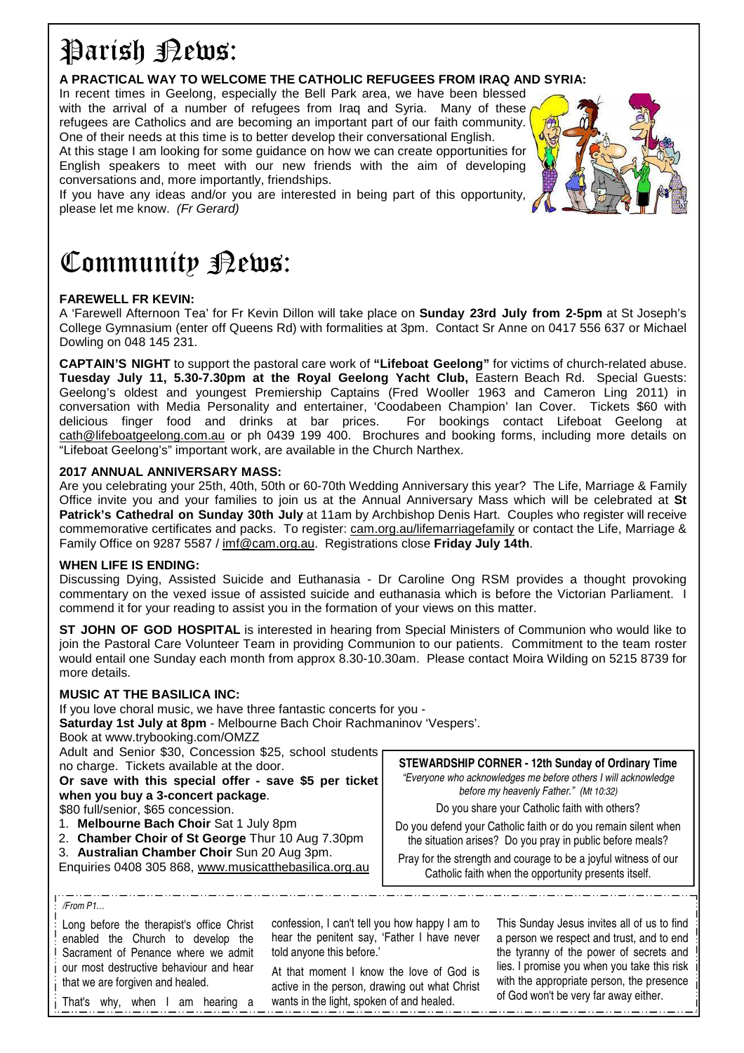# Parish News:

**A PRACTICAL WAY TO WELCOME THE CATHOLIC REFUGEES FROM IRAQ AND SYRIA:**

In recent times in Geelong, especially the Bell Park area, we have been blessed with the arrival of a number of refugees from Iraq and Syria. Many of these refugees are Catholics and are becoming an important part of our faith community. One of their needs at this time is to better develop their conversational English.

At this stage I am looking for some guidance on how we can create opportunities for English speakers to meet with our new friends with the aim of developing conversations and, more importantly, friendships.

If you have any ideas and/or you are interested in being part of this opportunity, please let me know. *(Fr Gerard)*

# Community News:

**FAREWELL FR KEVIN:**

A 'Farewell Afternoon Tea' for Fr Kevin Dillon will take place on **Sunday 23rd July from 2-5pm** at St Joseph's College Gymnasium (enter off Queens Rd) with formalities at 3pm. Contact Sr Anne on 0417 556 637 or Michael Dowling on 048 145 231.

**CAPTAIN'S NIGHT** to support the pastoral care work of **"Lifeboat Geelong"** for victims of church-related abuse. **Tuesday July 11, 5.30-7.30pm at the Royal Geelong Yacht Club,** Eastern Beach Rd. Special Guests: Geelong's oldest and youngest Premiership Captains (Fred Wooller 1963 and Cameron Ling 2011) in conversation with Media Personality and entertainer, 'Coodabeen Champion' Ian Cover. Tickets $60 with delicious finger food and drinks at bar prices. For bookings contact Lifeboat Geelong at cath@lifeboatgeelong.com.au or ph 0439 199 400. Brochures and booking forms, including more details on "Lifeboat Geelong's" important work, are available in the Church Narthex.

**2017 ANNUAL ANNIVERSARY MASS:**

Are you celebrating your 25th, 40th, 50th or 60-70th Wedding Anniversary this year? The Life, Marriage & Family Office invite you and your families to join us at the Annual Anniversary Mass which will be celebrated at **St Patrick's Cathedral on Sunday 30th July** at 11am by Archbishop Denis Hart. Couples who register will receive commemorative certificates and packs. To register: cam.org.au/lifemarriagefamily or contact the Life, Marriage & Family Office on 9287 5587 / imf@cam.org.au. Registrations close **Friday July 14th**.

**WHEN LIFE IS ENDING:**

Discussing Dying, Assisted Suicide and Euthanasia - Dr Caroline Ong RSM provides a thought provoking commentary on the vexed issue of assisted suicide and euthanasia which is before the Victorian Parliament. I commend it for your reading to assist you in the formation of your views on this matter.

**ST JOHN OF GOD HOSPITAL** is interested in hearing from Special Ministers of Communion who would like to join the Pastoral Care Volunteer Team in providing Communion to our patients. Commitment to the team roster would entail one Sunday each month from approx 8.30-10.30am. Please contact Moira Wilding on 5215 8739 for more details.

**MUSIC AT THE BASILICA INC:**

If you love choral music, we have three fantastic concerts for you -

**Saturday 1st July at 8pm** - Melbourne Bach Choir Rachmaninov 'Vespers'.

Book at www.trybooking.com/OMZZ

Adult and Senior $30, Concession $25, school students no charge. Tickets available at the door.

**Or save with this special offer - save $5 per ticket when you buy a 3-concert package**.

$80 full/senior, $65 concession.

1. **Melbourne Bach Choir** Sat 1 July 8pm
2. **Chamber Choir of St George** Thur 10 Aug 7.30pm
3. **Australian Chamber Choir** Sun 20 Aug 3pm.

Enquiries 0408 305 868, www.musicatthebasilica.org.au

**STEWARDSHIP CORNER - 12th Sunday of Ordinary Time**

*"Everyone who acknowledges me before others I will acknowledge before my heavenly Father." (Mt 10:32)*

Do you share your Catholic faith with others?

Do you defend your Catholic faith or do you remain silent when the situation arises? Do you pray in public before meals?

Pray for the strength and courage to be a joyful witness of our Catholic faith when the opportunity presents itself.

*/From P1...*

Long before the therapist's office Christ enabled the Church to develop the Sacrament of Penance where we admit our most destructive behaviour and hear that we are forgiven and healed.

That's why, when I am hearing a confession, I can't tell you how happy I am to hear the penitent say, 'Father I have never told anyone this before.'

At that moment I know the love of God is active in the person, drawing out what Christ wants in the light, spoken of and healed.

This Sunday Jesus invites all of us to find a person we respect and trust, and to end the tyranny of the power of secrets and lies. I promise you when you take this risk with the appropriate person, the presence of God won't be very far away either.